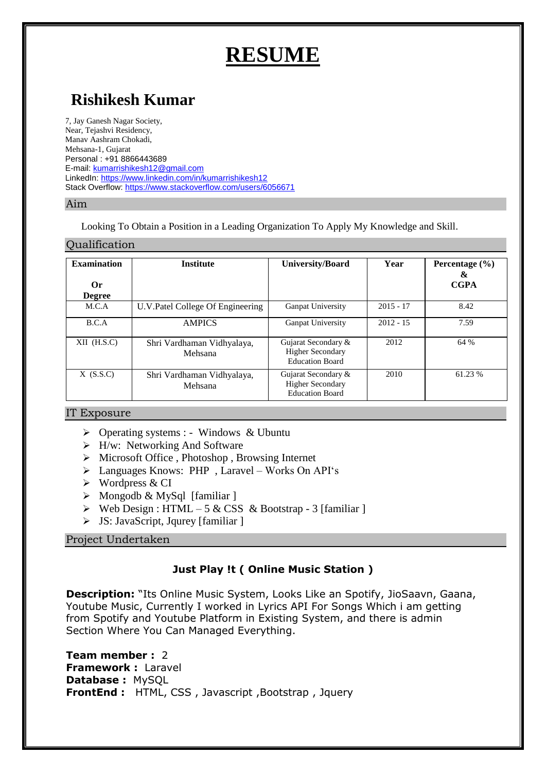# RESUME

## Rishikesh Kumar

7, Jay Ganesh Nagar Society,
Near, Tejashvi Residency,
Manav Aashram Chokadi,
Mehsana-1, Gujarat
Personal : +91 8866443689
E-mail: kumarrishikesh12@gmail.com
LinkedIn: https://www.linkedin.com/in/kumarrishikesh12
Stack Overflow: https://www.stackoverflow.com/users/6056671

### Aim

Looking To Obtain a Position in a Leading Organization To Apply My Knowledge and Skill.

### Qualification

| Examination Or Degree | Institute | University/Board | Year | Percentage (%) & CGPA |
|---|---|---|---|---|
| M.C.A | U.V.Patel College Of Engineering | Ganpat University | 2015 - 17 | 8.42 |
| B.C.A | AMPICS | Ganpat University | 2012 - 15 | 7.59 |
| XII (H.S.C) | Shri Vardhaman Vidhyalaya, Mehsana | Gujarat Secondary & Higher Secondary Education Board | 2012 | 64 % |
| X (S.S.C) | Shri Vardhaman Vidhyalaya, Mehsana | Gujarat Secondary & Higher Secondary Education Board | 2010 | 61.23 % |

### IT Exposure

- Operating systems : - Windows & Ubuntu
- H/w: Networking And Software
- Microsoft Office , Photoshop , Browsing Internet
- Languages Knows: PHP , Laravel – Works On API's
- Wordpress & CI
- Mongodb & MySql [familiar ]
- Web Design : HTML – 5 & CSS & Bootstrap - 3 [familiar ]
- JS: JavaScript, Jquery [familiar ]

### Project Undertaken

**Just Play !t ( Online Music Station )**

**Description:** "Its Online Music System, Looks Like an Spotify, JioSaavn, Gaana, Youtube Music, Currently I worked in Lyrics API For Songs Which i am getting from Spotify and Youtube Platform in Existing System, and there is admin Section Where You Can Managed Everything.

**Team member :** 2
**Framework :** Laravel
**Database :** MySQL
**FrontEnd :** HTML, CSS , Javascript ,Bootstrap , Jquery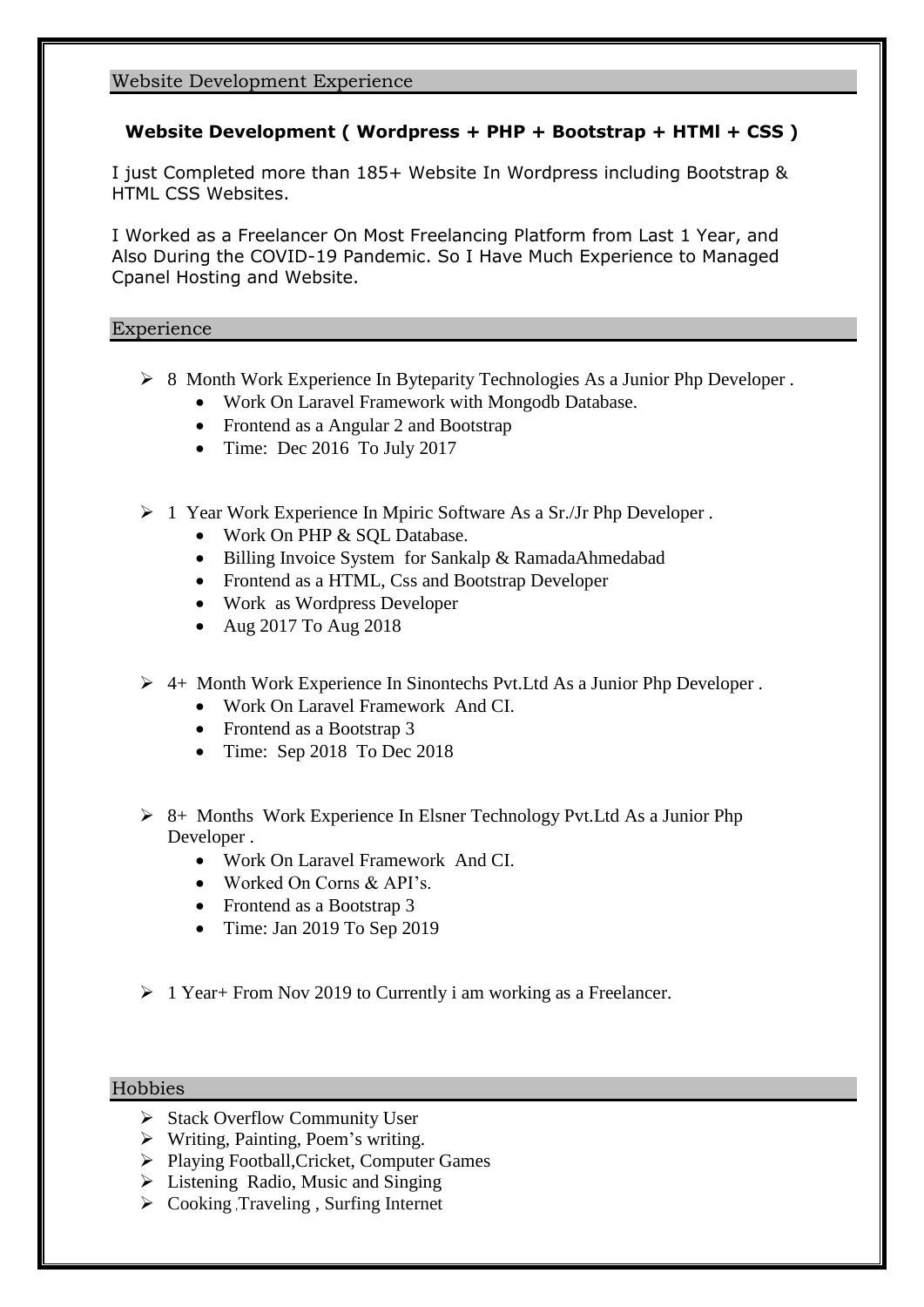## Website Development Experience

**Website Development ( Wordpress + PHP + Bootstrap + HTMl + CSS )**

I just Completed more than 185+ Website In Wordpress including Bootstrap & HTML CSS Websites.

I Worked as a Freelancer On Most Freelancing Platform from Last 1 Year, and Also During the COVID-19 Pandemic. So I Have Much Experience to Managed Cpanel Hosting and Website.

## Experience

- 8 Month Work Experience In Byteparity Technologies As a Junior Php Developer .
  - Work On Laravel Framework with Mongodb Database.
  - Frontend as a Angular 2 and Bootstrap
  - Time: Dec 2016 To July 2017

- 1 Year Work Experience In Mpiric Software As a Sr./Jr Php Developer .
  - Work On PHP & SQL Database.
  - Billing Invoice System for Sankalp & RamadaAhmedabad
  - Frontend as a HTML, Css and Bootstrap Developer
  - Work as Wordpress Developer
  - Aug 2017 To Aug 2018

- 4+ Month Work Experience In Sinontechs Pvt.Ltd As a Junior Php Developer .
  - Work On Laravel Framework And CI.
  - Frontend as a Bootstrap 3
  - Time: Sep 2018 To Dec 2018

- 8+ Months Work Experience In Elsner Technology Pvt.Ltd As a Junior Php Developer .
  - Work On Laravel Framework And CI.
  - Worked On Corns & API's.
  - Frontend as a Bootstrap 3
  - Time: Jan 2019 To Sep 2019

- 1 Year+ From Nov 2019 to Currently i am working as a Freelancer.

## Hobbies

- Stack Overflow Community User
- Writing, Painting, Poem's writing.
- Playing Football,Cricket, Computer Games
- Listening Radio, Music and Singing
- Cooking ,Traveling , Surfing Internet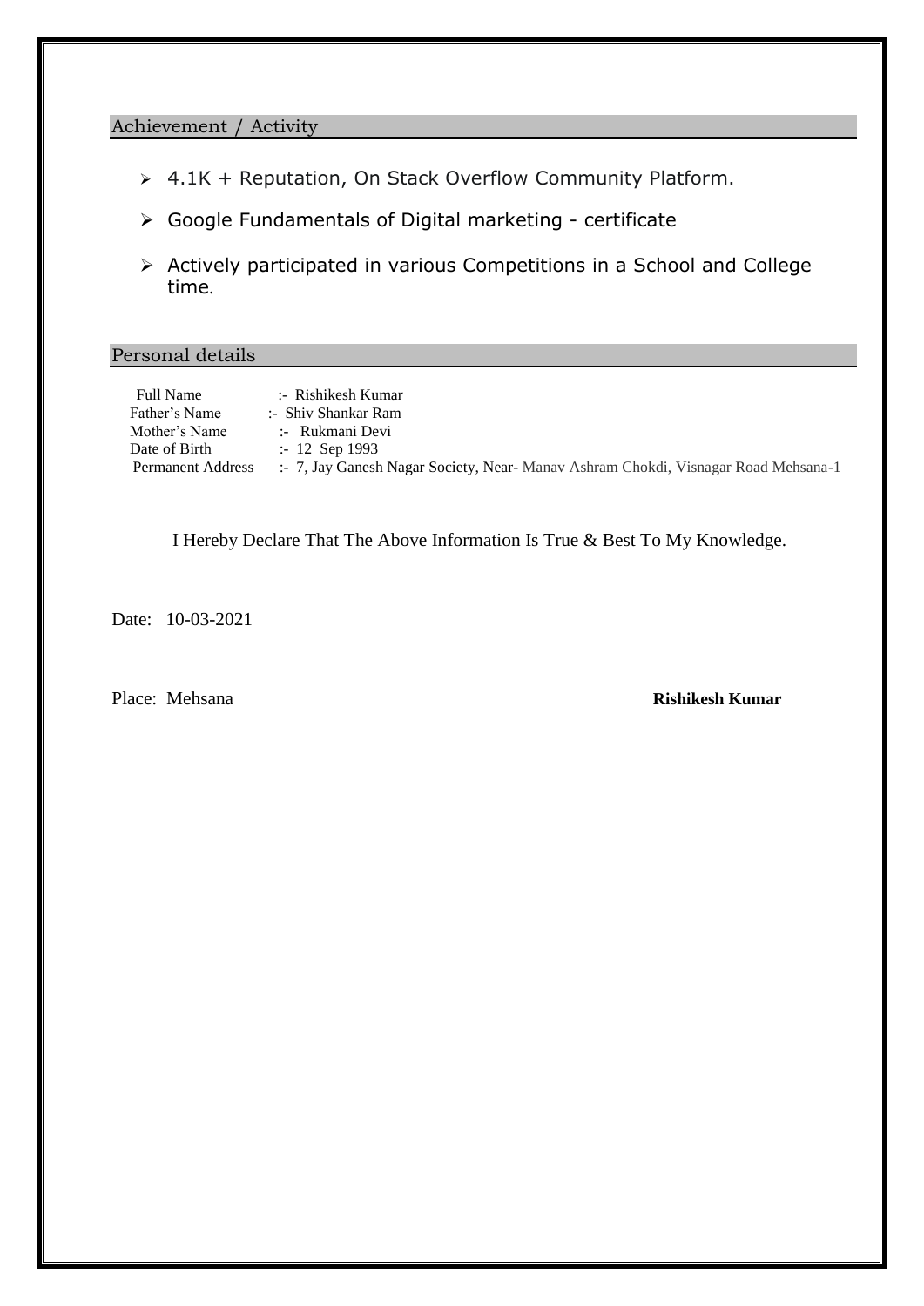## Achievement / Activity

- 4.1K + Reputation, On Stack Overflow Community Platform.
- Google Fundamentals of Digital marketing - certificate
- Actively participated in various Competitions in a School and College time.

## Personal details

| | |
|---|---|
| Full Name | :- Rishikesh Kumar |
| Father's Name | :- Shiv Shankar Ram |
| Mother's Name | :- Rukmani Devi |
| Date of Birth | :- 12 Sep 1993 |
| Permanent Address | :- 7, Jay Ganesh Nagar Society, Near- Manav Ashram Chokdi, Visnagar Road Mehsana-1 |

I Hereby Declare That The Above Information Is True & Best To My Knowledge.

Date: 10-03-2021

Place: Mehsana

**Rishikesh Kumar**